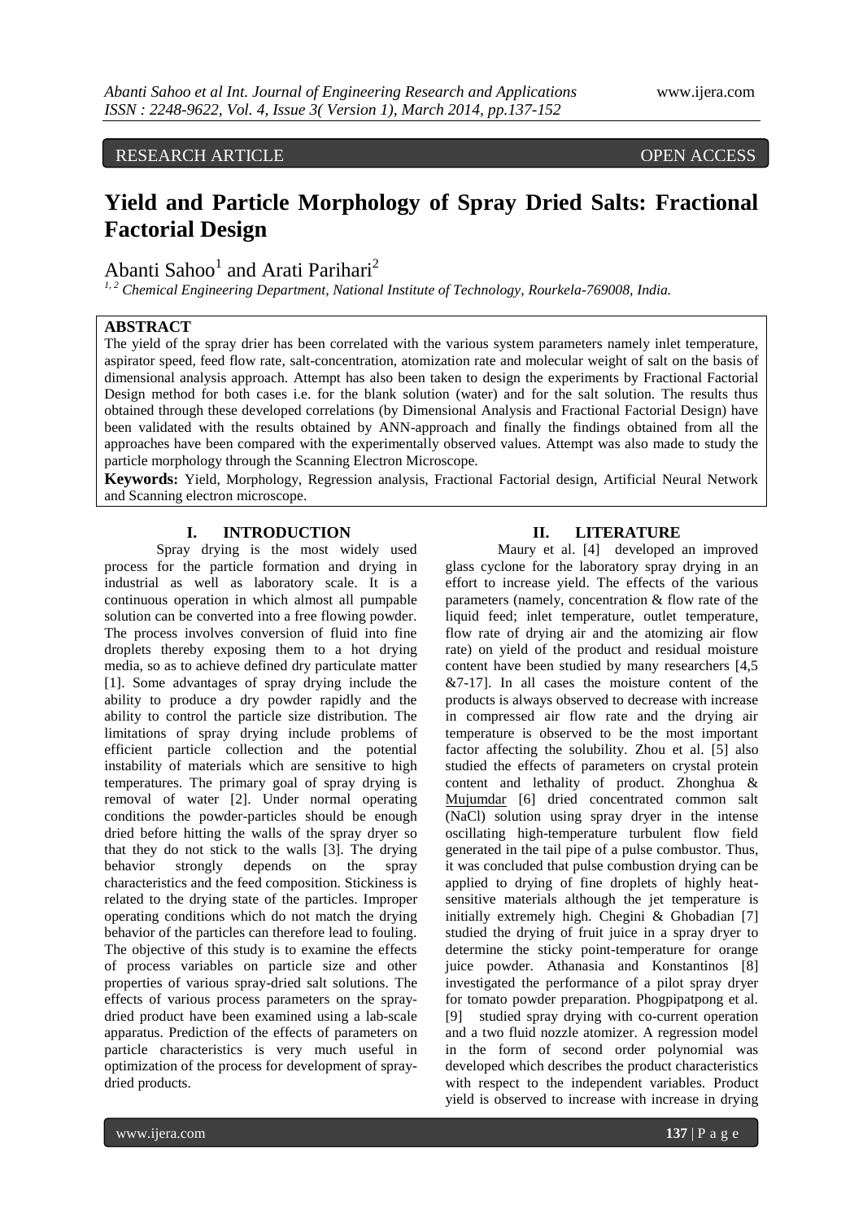RESEARCH ARTICLE OPEN ACCESS

# Yield and Particle Morphology of Spray Dried Salts: Fractional Factorial Design

Abanti Sahoo[1] and Arati Parihari[2]

[1, 2] *Chemical Engineering Department, National Institute of Technology, Rourkela-769008, India.*

## ABSTRACT

The yield of the spray drier has been correlated with the various system parameters namely inlet temperature, aspirator speed, feed flow rate, salt-concentration, atomization rate and molecular weight of salt on the basis of dimensional analysis approach. Attempt has also been taken to design the experiments by Fractional Factorial Design method for both cases i.e. for the blank solution (water) and for the salt solution. The results thus obtained through these developed correlations (by Dimensional Analysis and Fractional Factorial Design) have been validated with the results obtained by ANN-approach and finally the findings obtained from all the approaches have been compared with the experimentally observed values. Attempt was also made to study the particle morphology through the Scanning Electron Microscope.

**Keywords:** Yield, Morphology, Regression analysis, Fractional Factorial design, Artificial Neural Network and Scanning electron microscope.

## I. INTRODUCTION

Spray drying is the most widely used process for the particle formation and drying in industrial as well as laboratory scale. It is a continuous operation in which almost all pumpable solution can be converted into a free flowing powder. The process involves conversion of fluid into fine droplets thereby exposing them to a hot drying media, so as to achieve defined dry particulate matter [1]. Some advantages of spray drying include the ability to produce a dry powder rapidly and the ability to control the particle size distribution. The limitations of spray drying include problems of efficient particle collection and the potential instability of materials which are sensitive to high temperatures. The primary goal of spray drying is removal of water [2]. Under normal operating conditions the powder-particles should be enough dried before hitting the walls of the spray dryer so that they do not stick to the walls [3]. The drying behavior strongly depends on the spray characteristics and the feed composition. Stickiness is related to the drying state of the particles. Improper operating conditions which do not match the drying behavior of the particles can therefore lead to fouling. The objective of this study is to examine the effects of process variables on particle size and other properties of various spray-dried salt solutions. The effects of various process parameters on the spray-dried product have been examined using a lab-scale apparatus. Prediction of the effects of parameters on particle characteristics is very much useful in optimization of the process for development of spray-dried products.

## II. LITERATURE

Maury et al. [4] developed an improved glass cyclone for the laboratory spray drying in an effort to increase yield. The effects of the various parameters (namely, concentration & flow rate of the liquid feed; inlet temperature, outlet temperature, flow rate of drying air and the atomizing air flow rate) on yield of the product and residual moisture content have been studied by many researchers [4,5 &7-17]. In all cases the moisture content of the products is always observed to decrease with increase in compressed air flow rate and the drying air temperature is observed to be the most important factor affecting the solubility. Zhou et al. [5] also studied the effects of parameters on crystal protein content and lethality of product. Zhonghua & Mujumdar [6] dried concentrated common salt (NaCl) solution using spray dryer in the intense oscillating high-temperature turbulent flow field generated in the tail pipe of a pulse combustor. Thus, it was concluded that pulse combustion drying can be applied to drying of fine droplets of highly heat-sensitive materials although the jet temperature is initially extremely high. Chegini & Ghobadian [7] studied the drying of fruit juice in a spray dryer to determine the sticky point-temperature for orange juice powder. Athanasia and Konstantinos [8] investigated the performance of a pilot spray dryer for tomato powder preparation. Phogpipatpong et al. [9] studied spray drying with co-current operation and a two fluid nozzle atomizer. A regression model in the form of second order polynomial was developed which describes the product characteristics with respect to the independent variables. Product yield is observed to increase with increase in drying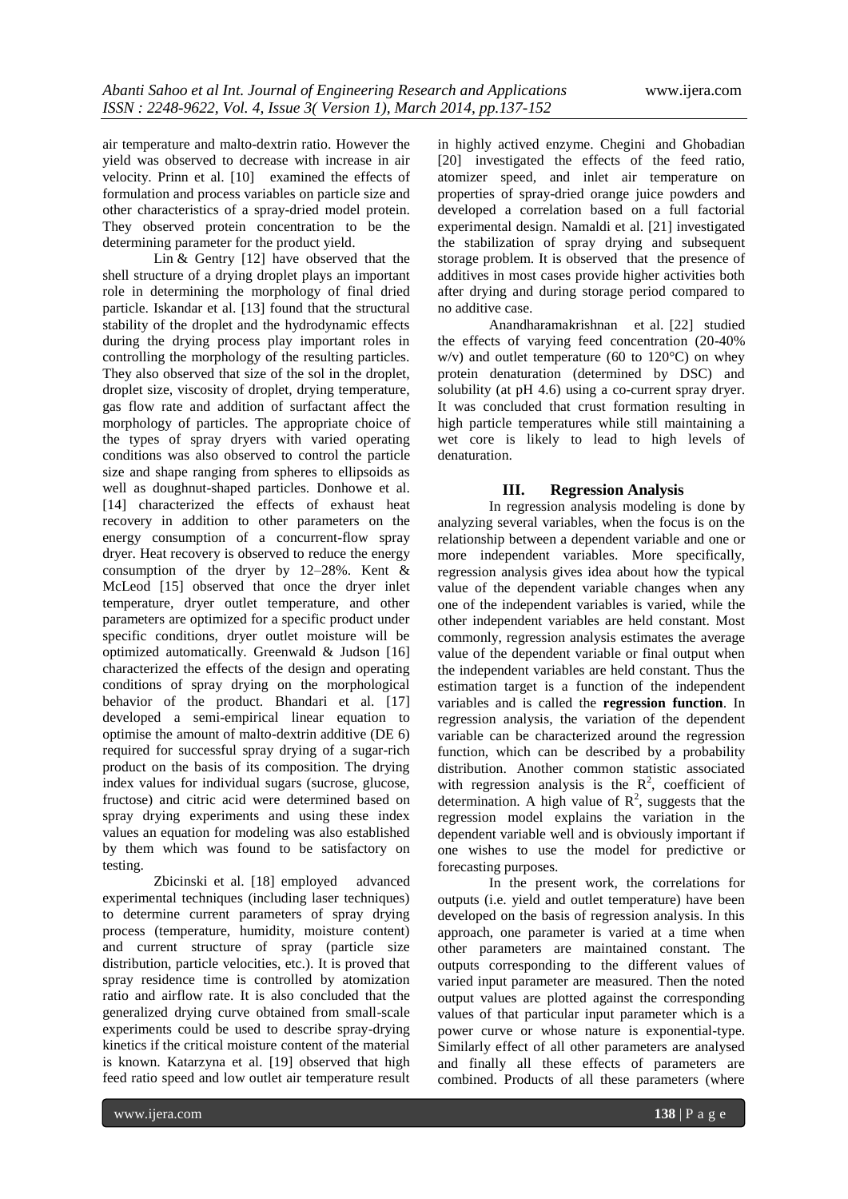air temperature and malto-dextrin ratio. However the yield was observed to decrease with increase in air velocity. Prinn et al. [10] examined the effects of formulation and process variables on particle size and other characteristics of a spray-dried model protein. They observed protein concentration to be the determining parameter for the product yield.

Lin & Gentry [12] have observed that the shell structure of a drying droplet plays an important role in determining the morphology of final dried particle. Iskandar et al. [13] found that the structural stability of the droplet and the hydrodynamic effects during the drying process play important roles in controlling the morphology of the resulting particles. They also observed that size of the sol in the droplet, droplet size, viscosity of droplet, drying temperature, gas flow rate and addition of surfactant affect the morphology of particles. The appropriate choice of the types of spray dryers with varied operating conditions was also observed to control the particle size and shape ranging from spheres to ellipsoids as well as doughnut-shaped particles. Donhowe et al. [14] characterized the effects of exhaust heat recovery in addition to other parameters on the energy consumption of a concurrent-flow spray dryer. Heat recovery is observed to reduce the energy consumption of the dryer by 12–28%. Kent & McLeod [15] observed that once the dryer inlet temperature, dryer outlet temperature, and other parameters are optimized for a specific product under specific conditions, dryer outlet moisture will be optimized automatically. Greenwald & Judson [16] characterized the effects of the design and operating conditions of spray drying on the morphological behavior of the product. Bhandari et al. [17] developed a semi-empirical linear equation to optimise the amount of malto-dextrin additive (DE 6) required for successful spray drying of a sugar-rich product on the basis of its composition. The drying index values for individual sugars (sucrose, glucose, fructose) and citric acid were determined based on spray drying experiments and using these index values an equation for modeling was also established by them which was found to be satisfactory on testing.

Zbicinski et al. [18] employed advanced experimental techniques (including laser techniques) to determine current parameters of spray drying process (temperature, humidity, moisture content) and current structure of spray (particle size distribution, particle velocities, etc.). It is proved that spray residence time is controlled by atomization ratio and airflow rate. It is also concluded that the generalized drying curve obtained from small-scale experiments could be used to describe spray-drying kinetics if the critical moisture content of the material is known. Katarzyna et al. [19] observed that high feed ratio speed and low outlet air temperature result in highly actived enzyme. Chegini and Ghobadian [20] investigated the effects of the feed ratio, atomizer speed, and inlet air temperature on properties of spray-dried orange juice powders and developed a correlation based on a full factorial experimental design. Namaldi et al. [21] investigated the stabilization of spray drying and subsequent storage problem. It is observed that the presence of additives in most cases provide higher activities both after drying and during storage period compared to no additive case.

Anandharamakrishnan et al. [22] studied the effects of varying feed concentration (20-40% w/v) and outlet temperature (60 to 120°C) on whey protein denaturation (determined by DSC) and solubility (at pH 4.6) using a co-current spray dryer. It was concluded that crust formation resulting in high particle temperatures while still maintaining a wet core is likely to lead to high levels of denaturation.

## III. Regression Analysis

In regression analysis modeling is done by analyzing several variables, when the focus is on the relationship between a dependent variable and one or more independent variables. More specifically, regression analysis gives idea about how the typical value of the dependent variable changes when any one of the independent variables is varied, while the other independent variables are held constant. Most commonly, regression analysis estimates the average value of the dependent variable or final output when the independent variables are held constant. Thus the estimation target is a function of the independent variables and is called the **regression function**. In regression analysis, the variation of the dependent variable can be characterized around the regression function, which can be described by a probability distribution. Another common statistic associated with regression analysis is the $R^2$, coefficient of determination. A high value of $R^2$, suggests that the regression model explains the variation in the dependent variable well and is obviously important if one wishes to use the model for predictive or forecasting purposes.

In the present work, the correlations for outputs (i.e. yield and outlet temperature) have been developed on the basis of regression analysis. In this approach, one parameter is varied at a time when other parameters are maintained constant. The outputs corresponding to the different values of varied input parameter are measured. Then the noted output values are plotted against the corresponding values of that particular input parameter which is a power curve or whose nature is exponential-type. Similarly effect of all other parameters are analysed and finally all these effects of parameters are combined. Products of all these parameters (where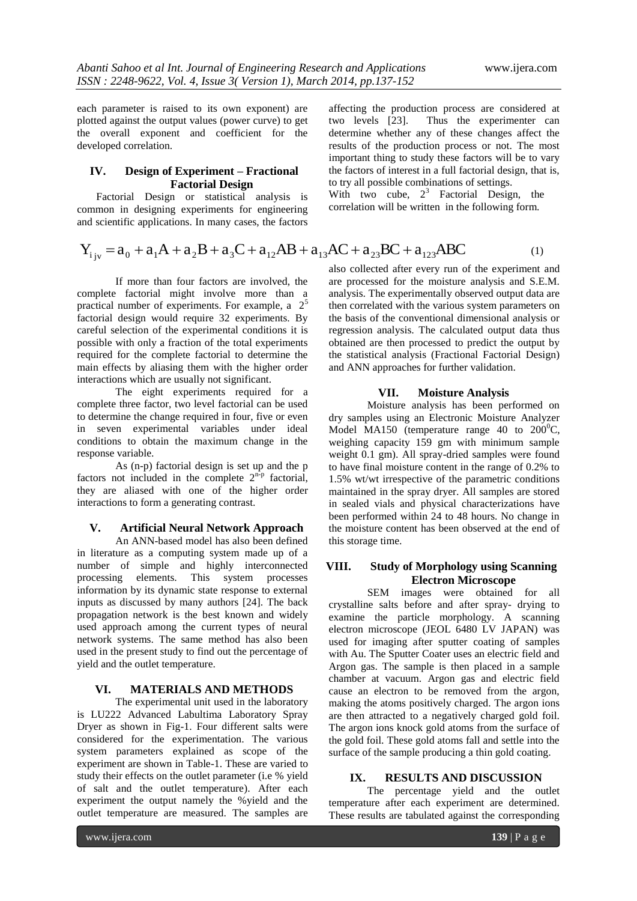each parameter is raised to its own exponent) are plotted against the output values (power curve) to get the overall exponent and coefficient for the developed correlation.

## IV. Design of Experiment – Fractional Factorial Design

Factorial Design or statistical analysis is common in designing experiments for engineering and scientific applications. In many cases, the factors affecting the production process are considered at two levels [23]. Thus the experimenter can determine whether any of these changes affect the results of the production process or not. The most important thing to study these factors will be to vary the factors of interest in a full factorial design, that is, to try all possible combinations of settings.

With two cube, $2^3$ Factorial Design, the correlation will be written in the following form.

$$Y_{i\,jv} = a_0 + a_1 A + a_2 B + a_3 C + a_{12} AB + a_{13} AC + a_{23} BC + a_{123} ABC \tag{1}$$

If more than four factors are involved, the complete factorial might involve more than a practical number of experiments. For example, a $2^5$ factorial design would require 32 experiments. By careful selection of the experimental conditions it is possible with only a fraction of the total experiments required for the complete factorial to determine the main effects by aliasing them with the higher order interactions which are usually not significant.

The eight experiments required for a complete three factor, two level factorial can be used to determine the change required in four, five or even in seven experimental variables under ideal conditions to obtain the maximum change in the response variable.

As (n-p) factorial design is set up and the p factors not included in the complete $2^{n-p}$ factorial, they are aliased with one of the higher order interactions to form a generating contrast.

## V. Artificial Neural Network Approach

An ANN-based model has also been defined in literature as a computing system made up of a number of simple and highly interconnected processing elements. This system processes information by its dynamic state response to external inputs as discussed by many authors [24]. The back propagation network is the best known and widely used approach among the current types of neural network systems. The same method has also been used in the present study to find out the percentage of yield and the outlet temperature.

## VI. MATERIALS AND METHODS

The experimental unit used in the laboratory is LU222 Advanced Labultima Laboratory Spray Dryer as shown in Fig-1. Four different salts were considered for the experimentation. The various system parameters explained as scope of the experiment are shown in Table-1. These are varied to study their effects on the outlet parameter (i.e % yield of salt and the outlet temperature). After each experiment the output namely the %yield and the outlet temperature are measured. The samples are also collected after every run of the experiment and are processed for the moisture analysis and S.E.M. analysis. The experimentally observed output data are then correlated with the various system parameters on the basis of the conventional dimensional analysis or regression analysis. The calculated output data thus obtained are then processed to predict the output by the statistical analysis (Fractional Factorial Design) and ANN approaches for further validation.

## VII. Moisture Analysis

Moisture analysis has been performed on dry samples using an Electronic Moisture Analyzer Model MA150 (temperature range 40 to $200^0$C, weighing capacity 159 gm with minimum sample weight 0.1 gm). All spray-dried samples were found to have final moisture content in the range of 0.2% to 1.5% wt/wt irrespective of the parametric conditions maintained in the spray dryer. All samples are stored in sealed vials and physical characterizations have been performed within 24 to 48 hours. No change in the moisture content has been observed at the end of this storage time.

## VIII. Study of Morphology using Scanning Electron Microscope

SEM images were obtained for all crystalline salts before and after spray- drying to examine the particle morphology. A scanning electron microscope (JEOL 6480 LV JAPAN) was used for imaging after sputter coating of samples with Au. The Sputter Coater uses an electric field and Argon gas. The sample is then placed in a sample chamber at vacuum. Argon gas and electric field cause an electron to be removed from the argon, making the atoms positively charged. The argon ions are then attracted to a negatively charged gold foil. The argon ions knock gold atoms from the surface of the gold foil. These gold atoms fall and settle into the surface of the sample producing a thin gold coating.

## IX. RESULTS AND DISCUSSION

The percentage yield and the outlet temperature after each experiment are determined. These results are tabulated against the corresponding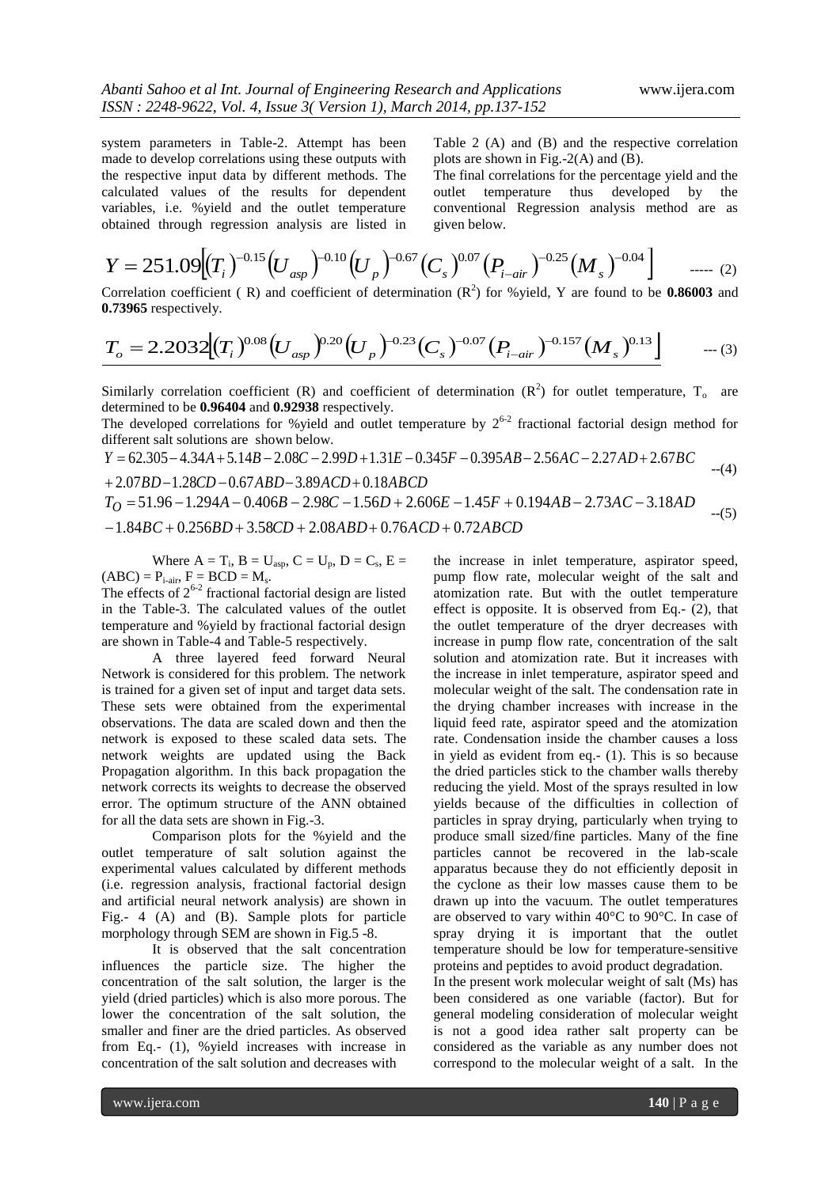system parameters in Table-2. Attempt has been made to develop correlations using these outputs with the respective input data by different methods. The calculated values of the results for dependent variables, i.e. %yield and the outlet temperature obtained through regression analysis are listed in Table 2 (A) and (B) and the respective correlation plots are shown in Fig.-2(A) and (B).

The final correlations for the percentage yield and the outlet temperature thus developed by the conventional Regression analysis method are as given below.

$$Y = 251.09\left[(T_i)^{-0.15}(U_{asp})^{-0.10}(U_p)^{-0.67}(C_s)^{0.07}(P_{i-air})^{-0.25}(M_s)^{-0.04}\right] \quad \text{----- (2)}$$

Correlation coefficient ( R) and coefficient of determination ($R^2$) for %yield, Y are found to be **0.86003** and **0.73965** respectively.

$$T_o = 2.2032\left[(T_i)^{0.08}(U_{asp})^{0.20}(U_p)^{-0.23}(C_s)^{-0.07}(P_{i-air})^{-0.157}(M_s)^{0.13}\right] \quad \text{--- (3)}$$

Similarly correlation coefficient (R) and coefficient of determination ($R^2$) for outlet temperature, $T_o$ are determined to be **0.96404** and **0.92938** respectively.

The developed correlations for %yield and outlet temperature by $2^{6-2}$ fractional factorial design method for different salt solutions are shown below.

$$Y = 62.305 - 4.34A + 5.14B - 2.08C - 2.99D + 1.31E - 0.345F - 0.395AB - 2.56AC - 2.27AD + 2.67BC + 2.07BD - 1.28CD - 0.67ABD - 3.89ACD + 0.18ABCD \quad \text{--(4)}$$

$$T_O = 51.96 - 1.294A - 0.406B - 2.98C - 1.56D + 2.606E - 1.45F + 0.194AB - 2.73AC - 3.18AD - 1.84BC + 0.256BD + 3.58CD + 2.08ABD + 0.76ACD + 0.72ABCD \quad \text{--(5)}$$

Where $A = T_i$, $B = U_{asp}$, $C = U_p$, $D = C_s$, $E = (ABC) = P_{i-air}$, $F = BCD = M_s$.

The effects of $2^{6-2}$ fractional factorial design are listed in the Table-3. The calculated values of the outlet temperature and %yield by fractional factorial design are shown in Table-4 and Table-5 respectively.

A three layered feed forward Neural Network is considered for this problem. The network is trained for a given set of input and target data sets. These sets were obtained from the experimental observations. The data are scaled down and then the network is exposed to these scaled data sets. The network weights are updated using the Back Propagation algorithm. In this back propagation the network corrects its weights to decrease the observed error. The optimum structure of the ANN obtained for all the data sets are shown in Fig.-3.

Comparison plots for the %yield and the outlet temperature of salt solution against the experimental values calculated by different methods (i.e. regression analysis, fractional factorial design and artificial neural network analysis) are shown in Fig.- 4 (A) and (B). Sample plots for particle morphology through SEM are shown in Fig.5 -8.

It is observed that the salt concentration influences the particle size. The higher the concentration of the salt solution, the larger is the yield (dried particles) which is also more porous. The lower the concentration of the salt solution, the smaller and finer are the dried particles. As observed from Eq.- (1), %yield increases with increase in concentration of the salt solution and decreases with the increase in inlet temperature, aspirator speed, pump flow rate, molecular weight of the salt and atomization rate. But with the outlet temperature effect is opposite. It is observed from Eq.- (2), that the outlet temperature of the dryer decreases with increase in pump flow rate, concentration of the salt solution and atomization rate. But it increases with the increase in inlet temperature, aspirator speed and molecular weight of the salt. The condensation rate in the drying chamber increases with increase in the liquid feed rate, aspirator speed and the atomization rate. Condensation inside the chamber causes a loss in yield as evident from eq.- (1). This is so because the dried particles stick to the chamber walls thereby reducing the yield. Most of the sprays resulted in low yields because of the difficulties in collection of particles in spray drying, particularly when trying to produce small sized/fine particles. Many of the fine particles cannot be recovered in the lab-scale apparatus because they do not efficiently deposit in the cyclone as their low masses cause them to be drawn up into the vacuum. The outlet temperatures are observed to vary within 40°C to 90°C. In case of spray drying it is important that the outlet temperature should be low for temperature-sensitive proteins and peptides to avoid product degradation.

In the present work molecular weight of salt (Ms) has been considered as one variable (factor). But for general modeling consideration of molecular weight is not a good idea rather salt property can be considered as the variable as any number does not correspond to the molecular weight of a salt. In the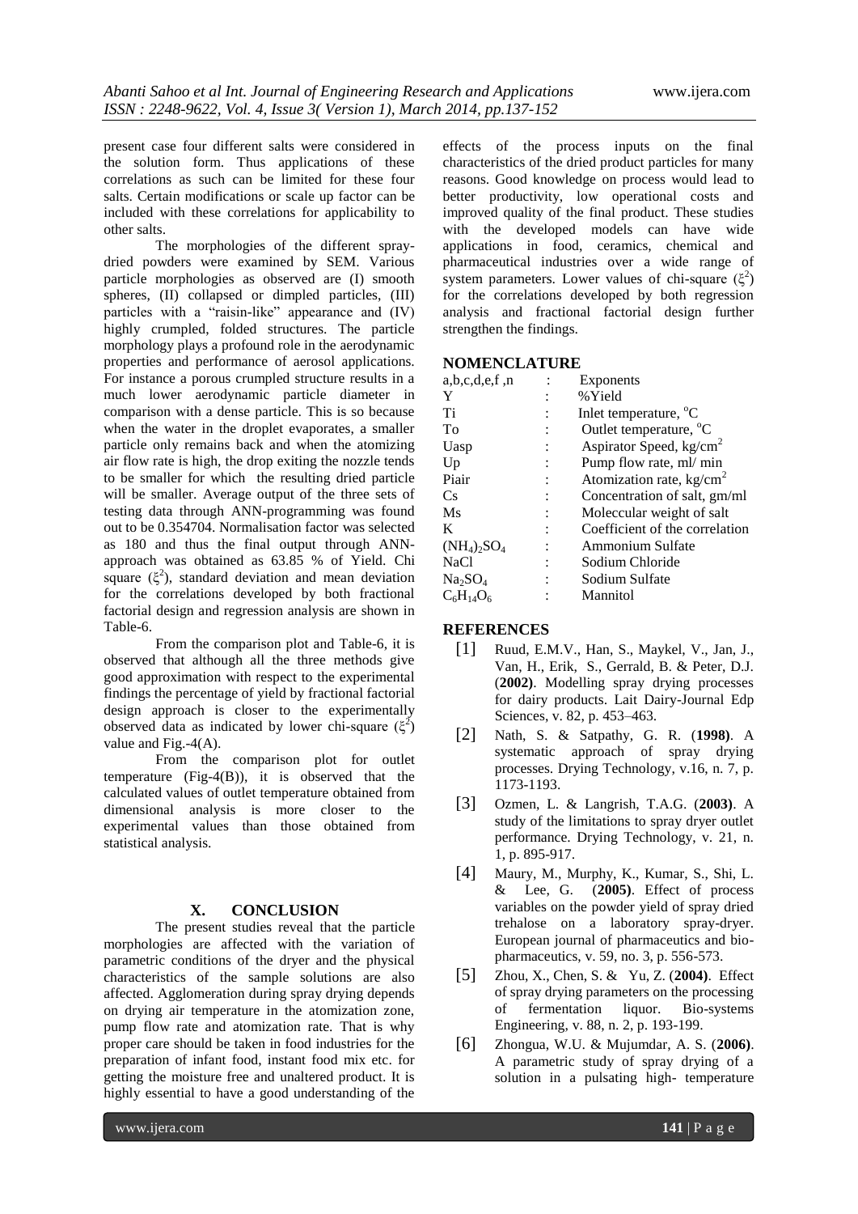present case four different salts were considered in the solution form. Thus applications of these correlations as such can be limited for these four salts. Certain modifications or scale up factor can be included with these correlations for applicability to other salts.

The morphologies of the different spray-dried powders were examined by SEM. Various particle morphologies as observed are (I) smooth spheres, (II) collapsed or dimpled particles, (III) particles with a "raisin-like" appearance and (IV) highly crumpled, folded structures. The particle morphology plays a profound role in the aerodynamic properties and performance of aerosol applications. For instance a porous crumpled structure results in a much lower aerodynamic particle diameter in comparison with a dense particle. This is so because when the water in the droplet evaporates, a smaller particle only remains back and when the atomizing air flow rate is high, the drop exiting the nozzle tends to be smaller for which the resulting dried particle will be smaller. Average output of the three sets of testing data through ANN-programming was found out to be 0.354704. Normalisation factor was selected as 180 and thus the final output through ANN-approach was obtained as 63.85 % of Yield. Chi square ($\xi^2$), standard deviation and mean deviation for the correlations developed by both fractional factorial design and regression analysis are shown in Table-6.

From the comparison plot and Table-6, it is observed that although all the three methods give good approximation with respect to the experimental findings the percentage of yield by fractional factorial design approach is closer to the experimentally observed data as indicated by lower chi-square ($\xi^2$) value and Fig.-4(A).

From the comparison plot for outlet temperature (Fig-4(B)), it is observed that the calculated values of outlet temperature obtained from dimensional analysis is more closer to the experimental values than those obtained from statistical analysis.

## X. CONCLUSION

The present studies reveal that the particle morphologies are affected with the variation of parametric conditions of the dryer and the physical characteristics of the sample solutions are also affected. Agglomeration during spray drying depends on drying air temperature in the atomization zone, pump flow rate and atomization rate. That is why proper care should be taken in food industries for the preparation of infant food, instant food mix etc. for getting the moisture free and unaltered product. It is highly essential to have a good understanding of the effects of the process inputs on the final characteristics of the dried product particles for many reasons. Good knowledge on process would lead to better productivity, low operational costs and improved quality of the final product. These studies with the developed models can have wide applications in food, ceramics, chemical and pharmaceutical industries over a wide range of system parameters. Lower values of chi-square ($\xi^2$) for the correlations developed by both regression analysis and fractional factorial design further strengthen the findings.

## NOMENCLATURE

| | | |
|---|---|---|
| a,b,c,d,e,f ,n | : | Exponents |
| Y | : | %Yield |
| Ti | : | Inlet temperature, $^oC$ |
| To | : | Outlet temperature, $^oC$ |
| Uasp | : | Aspirator Speed, kg/cm$^2$ |
| Up | : | Pump flow rate, ml/ min |
| Piair | : | Atomization rate, kg/cm$^2$ |
| Cs | : | Concentration of salt, gm/ml |
| Ms | : | Moleccular weight of salt |
| K | : | Coefficient of the correlation |
| $(NH_4)_2SO_4$ | : | Ammonium Sulfate |
| NaCl | : | Sodium Chloride |
| $Na_2SO_4$ | : | Sodium Sulfate |
| $C_6H_{14}O_6$ | : | Mannitol |

## REFERENCES

[1] Ruud, E.M.V., Han, S., Maykel, V., Jan, J., Van, H., Erik, S., Gerrald, B. & Peter, D.J. (**2002**). Modelling spray drying processes for dairy products. Lait Dairy-Journal Edp Sciences, v. 82, p. 453–463.

[2] Nath, S. & Satpathy, G. R. (**1998**). A systematic approach of spray drying processes. Drying Technology, v.16, n. 7, p. 1173-1193.

[3] Ozmen, L. & Langrish, T.A.G. (**2003**). A study of the limitations to spray dryer outlet performance. Drying Technology, v. 21, n. 1, p. 895-917.

[4] Maury, M., Murphy, K., Kumar, S., Shi, L. & Lee, G. (**2005**). Effect of process variables on the powder yield of spray dried trehalose on a laboratory spray-dryer. European journal of pharmaceutics and bio-pharmaceutics, v. 59, no. 3, p. 556-573.

[5] Zhou, X., Chen, S. & Yu, Z. (**2004**). Effect of spray drying parameters on the processing of fermentation liquor. Bio-systems Engineering, v. 88, n. 2, p. 193-199.

[6] Zhongua, W.U. & Mujumdar, A. S. (**2006**). A parametric study of spray drying of a solution in a pulsating high- temperature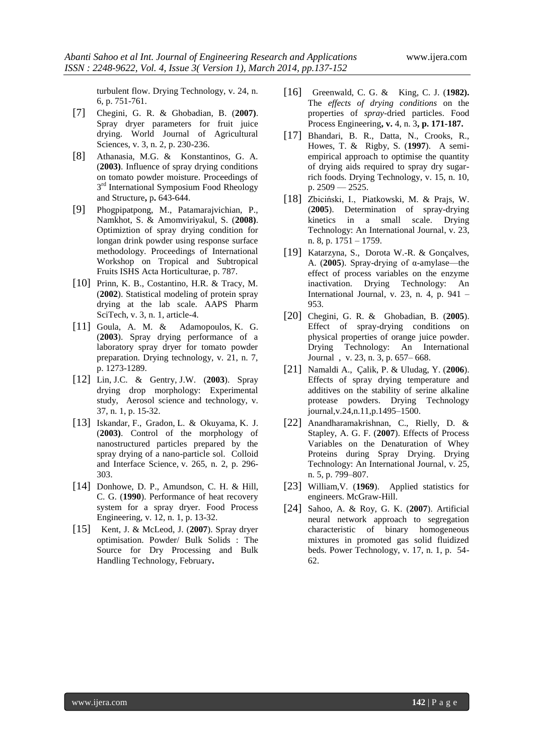turbulent flow. Drying Technology, v. 24, n. 6, p. 751-761.

[7] Chegini, G. R. & Ghobadian, B. (**2007**). Spray dryer parameters for fruit juice drying. World Journal of Agricultural Sciences, v. 3, n. 2, p. 230-236.

[8] Athanasia, M.G. & Konstantinos, G. A. (**2003)**. Influence of spray drying conditions on tomato powder moisture. Proceedings of 3rd International Symposium Food Rheology and Structure**,** p**.** 643-644.

[9] Phogpipatpong, M., Patamarajvichian, P., Namkhot, S. & Amomviriyakul, S. (**2008**). Optimiztion of spray drying condition for longan drink powder using response surface methodology. Proceedings of International Workshop on Tropical and Subtropical Fruits ISHS Acta Horticulturae, p. 787.

[10] Prinn, K. B., Costantino, H.R. & Tracy, M. (**2002**). Statistical modeling of protein spray drying at the lab scale. AAPS Pharm SciTech, v. 3, n. 1, article-4.

[11] Goula, A. M. & Adamopoulos, K. G. (**2003**). Spray drying performance of a laboratory spray dryer for tomato powder preparation. Drying technology, v. 21, n. 7, p. 1273-1289.

[12] Lin, J.C. & Gentry, J.W. (**2003**). Spray drying drop morphology: Experimental study, Aerosol science and technology, v. 37, n. 1, p. 15-32.

[13] Iskandar, F., Gradon, L. & Okuyama, K. J. (**2003)**. Control of the morphology of nanostructured particles prepared by the spray drying of a nano-particle sol. Colloid and Interface Science, v. 265, n. 2, p. 296-303.

[14] Donhowe, D. P., Amundson, C. H. & Hill, C. G. (**1990**). Performance of heat recovery system for a spray dryer. Food Process Engineering, v. 12, n. 1, p. 13-32.

[15] Kent, J. & McLeod, J. (**2007**). Spray dryer optimisation. Powder/ Bulk Solids : The Source for Dry Processing and Bulk Handling Technology, February**.**

[16] Greenwald, C. G. & King, C. J. (**1982).** The *effects of drying conditions* on the properties of *spray*-dried particles. Food Process Engineering**, v.** 4, n. 3**, p. 171-187.**

[17] Bhandari, B. R., Datta, N., Crooks, R., Howes, T. & Rigby, S. (**1997**). A semi-empirical approach to optimise the quantity of drying aids required to spray dry sugar-rich foods. Drying Technology, v. 15, n. 10, p. 2509 — 2525.

[18] Zbiciński, I., Piatkowski, M. & Prajs, W. (**2005**). Determination of spray-drying kinetics in a small scale. Drying Technology: An International Journal, v. 23, n. 8, p. 1751 – 1759.

[19] Katarzyna, S., Dorota W.-R. & Gonçalves, A. (**2005**). Spray-drying of α-amylase—the effect of process variables on the enzyme inactivation. Drying Technology: An International Journal, v. 23, n. 4, p. 941 – 953.

[20] Chegini, G. R. & Ghobadian, B. (**2005**). Effect of spray-drying conditions on physical properties of orange juice powder. Drying Technology: An International Journal , v. 23, n. 3, p. 657– 668.

[21] Namaldi A., Çalik, P. & Uludag, Y. (**2006**). Effects of spray drying temperature and additives on the stability of serine alkaline protease powders. Drying Technology journal,v.24,n.11,p.1495–1500.

[22] Anandharamakrishnan, C., Rielly, D. & Stapley, A. G. F. (**2007**). Effects of Process Variables on the Denaturation of Whey Proteins during Spray Drying. Drying Technology: An International Journal, v. 25, n. 5, p. 799–807.

[23] William,V. (**1969**). Applied statistics for engineers. McGraw-Hill.

[24] Sahoo, A. & Roy, G. K. (**2007**). Artificial neural network approach to segregation characteristic of binary homogeneous mixtures in promoted gas solid fluidized beds. Power Technology, v. 17, n. 1, p. 54-62.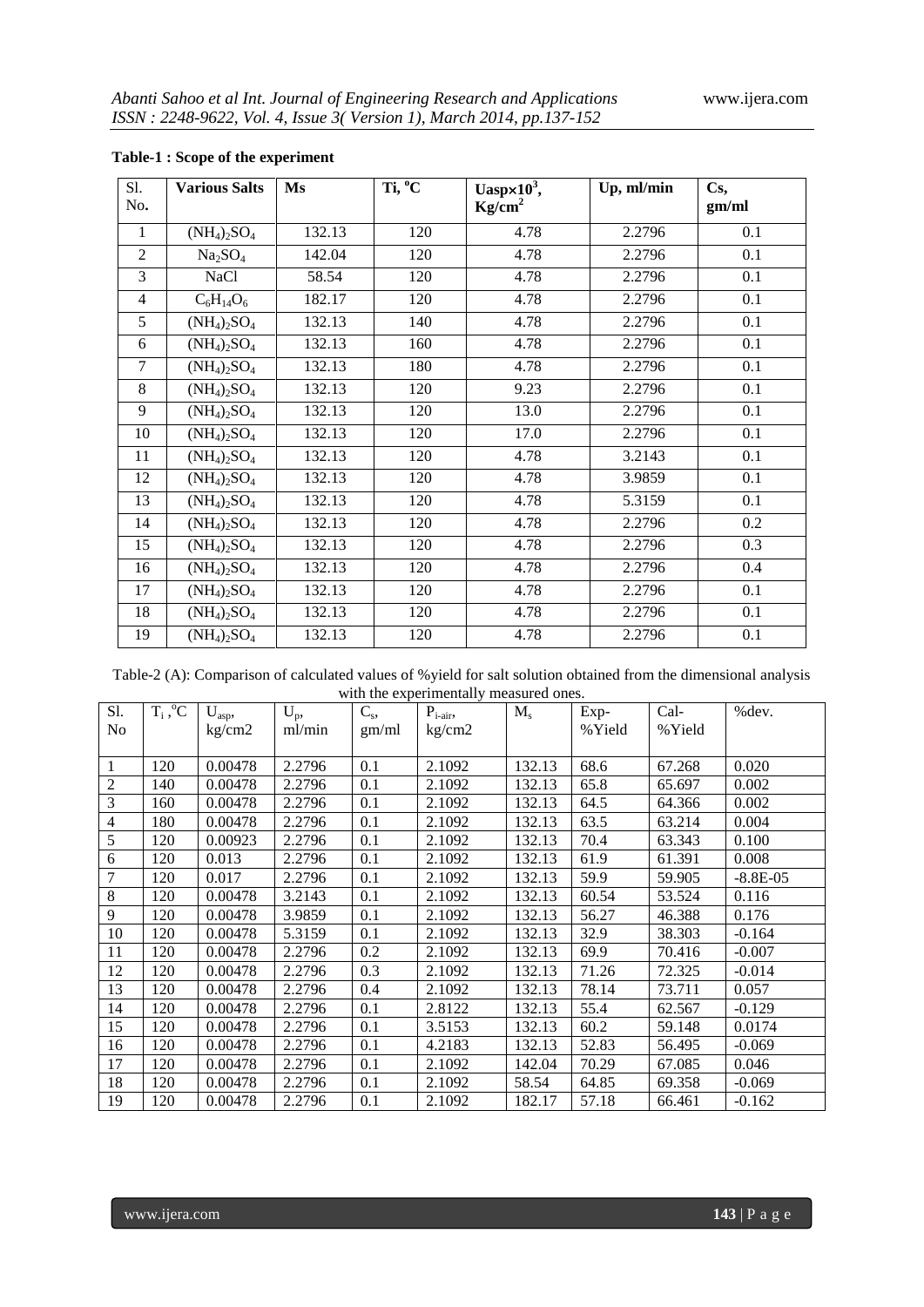**Table-1 : Scope of the experiment**

| Sl. No. | Various Salts | Ms | Ti, $^oC$ | $U_{asp}\times10^3$, $Kg/cm^2$ | Up, ml/min | Cs, gm/ml |
|---|---|---|---|---|---|---|
| 1 | $(NH_4)_2SO_4$ | 132.13 | 120 | 4.78 | 2.2796 | 0.1 |
| 2 | $Na_2SO_4$ | 142.04 | 120 | 4.78 | 2.2796 | 0.1 |
| 3 | NaCl | 58.54 | 120 | 4.78 | 2.2796 | 0.1 |
| 4 | $C_6H_{14}O_6$ | 182.17 | 120 | 4.78 | 2.2796 | 0.1 |
| 5 | $(NH_4)_2SO_4$ | 132.13 | 140 | 4.78 | 2.2796 | 0.1 |
| 6 | $(NH_4)_2SO_4$ | 132.13 | 160 | 4.78 | 2.2796 | 0.1 |
| 7 | $(NH_4)_2SO_4$ | 132.13 | 180 | 4.78 | 2.2796 | 0.1 |
| 8 | $(NH_4)_2SO_4$ | 132.13 | 120 | 9.23 | 2.2796 | 0.1 |
| 9 | $(NH_4)_2SO_4$ | 132.13 | 120 | 13.0 | 2.2796 | 0.1 |
| 10 | $(NH_4)_2SO_4$ | 132.13 | 120 | 17.0 | 2.2796 | 0.1 |
| 11 | $(NH_4)_2SO_4$ | 132.13 | 120 | 4.78 | 3.2143 | 0.1 |
| 12 | $(NH_4)_2SO_4$ | 132.13 | 120 | 4.78 | 3.9859 | 0.1 |
| 13 | $(NH_4)_2SO_4$ | 132.13 | 120 | 4.78 | 5.3159 | 0.1 |
| 14 | $(NH_4)_2SO_4$ | 132.13 | 120 | 4.78 | 2.2796 | 0.2 |
| 15 | $(NH_4)_2SO_4$ | 132.13 | 120 | 4.78 | 2.2796 | 0.3 |
| 16 | $(NH_4)_2SO_4$ | 132.13 | 120 | 4.78 | 2.2796 | 0.4 |
| 17 | $(NH_4)_2SO_4$ | 132.13 | 120 | 4.78 | 2.2796 | 0.1 |
| 18 | $(NH_4)_2SO_4$ | 132.13 | 120 | 4.78 | 2.2796 | 0.1 |
| 19 | $(NH_4)_2SO_4$ | 132.13 | 120 | 4.78 | 2.2796 | 0.1 |

Table-2 (A): Comparison of calculated values of %yield for salt solution obtained from the dimensional analysis with the experimentally measured ones.

| Sl. No | $T_i$, $^oC$ | $U_{asp}$, kg/cm2 | $U_p$, ml/min | $C_s$, gm/ml | $P_{i\text{-}air}$, kg/cm2 | $M_s$ | Exp-%Yield | Cal-%Yield | %dev. |
|---|---|---|---|---|---|---|---|---|---|
| 1 | 120 | 0.00478 | 2.2796 | 0.1 | 2.1092 | 132.13 | 68.6 | 67.268 | 0.020 |
| 2 | 140 | 0.00478 | 2.2796 | 0.1 | 2.1092 | 132.13 | 65.8 | 65.697 | 0.002 |
| 3 | 160 | 0.00478 | 2.2796 | 0.1 | 2.1092 | 132.13 | 64.5 | 64.366 | 0.002 |
| 4 | 180 | 0.00478 | 2.2796 | 0.1 | 2.1092 | 132.13 | 63.5 | 63.214 | 0.004 |
| 5 | 120 | 0.00923 | 2.2796 | 0.1 | 2.1092 | 132.13 | 70.4 | 63.343 | 0.100 |
| 6 | 120 | 0.013 | 2.2796 | 0.1 | 2.1092 | 132.13 | 61.9 | 61.391 | 0.008 |
| 7 | 120 | 0.017 | 2.2796 | 0.1 | 2.1092 | 132.13 | 59.9 | 59.905 | -8.8E-05 |
| 8 | 120 | 0.00478 | 3.2143 | 0.1 | 2.1092 | 132.13 | 60.54 | 53.524 | 0.116 |
| 9 | 120 | 0.00478 | 3.9859 | 0.1 | 2.1092 | 132.13 | 56.27 | 46.388 | 0.176 |
| 10 | 120 | 0.00478 | 5.3159 | 0.1 | 2.1092 | 132.13 | 32.9 | 38.303 | -0.164 |
| 11 | 120 | 0.00478 | 2.2796 | 0.2 | 2.1092 | 132.13 | 69.9 | 70.416 | -0.007 |
| 12 | 120 | 0.00478 | 2.2796 | 0.3 | 2.1092 | 132.13 | 71.26 | 72.325 | -0.014 |
| 13 | 120 | 0.00478 | 2.2796 | 0.4 | 2.1092 | 132.13 | 78.14 | 73.711 | 0.057 |
| 14 | 120 | 0.00478 | 2.2796 | 0.1 | 2.8122 | 132.13 | 55.4 | 62.567 | -0.129 |
| 15 | 120 | 0.00478 | 2.2796 | 0.1 | 3.5153 | 132.13 | 60.2 | 59.148 | 0.0174 |
| 16 | 120 | 0.00478 | 2.2796 | 0.1 | 4.2183 | 132.13 | 52.83 | 56.495 | -0.069 |
| 17 | 120 | 0.00478 | 2.2796 | 0.1 | 2.1092 | 142.04 | 70.29 | 67.085 | 0.046 |
| 18 | 120 | 0.00478 | 2.2796 | 0.1 | 2.1092 | 58.54 | 64.85 | 69.358 | -0.069 |
| 19 | 120 | 0.00478 | 2.2796 | 0.1 | 2.1092 | 182.17 | 57.18 | 66.461 | -0.162 |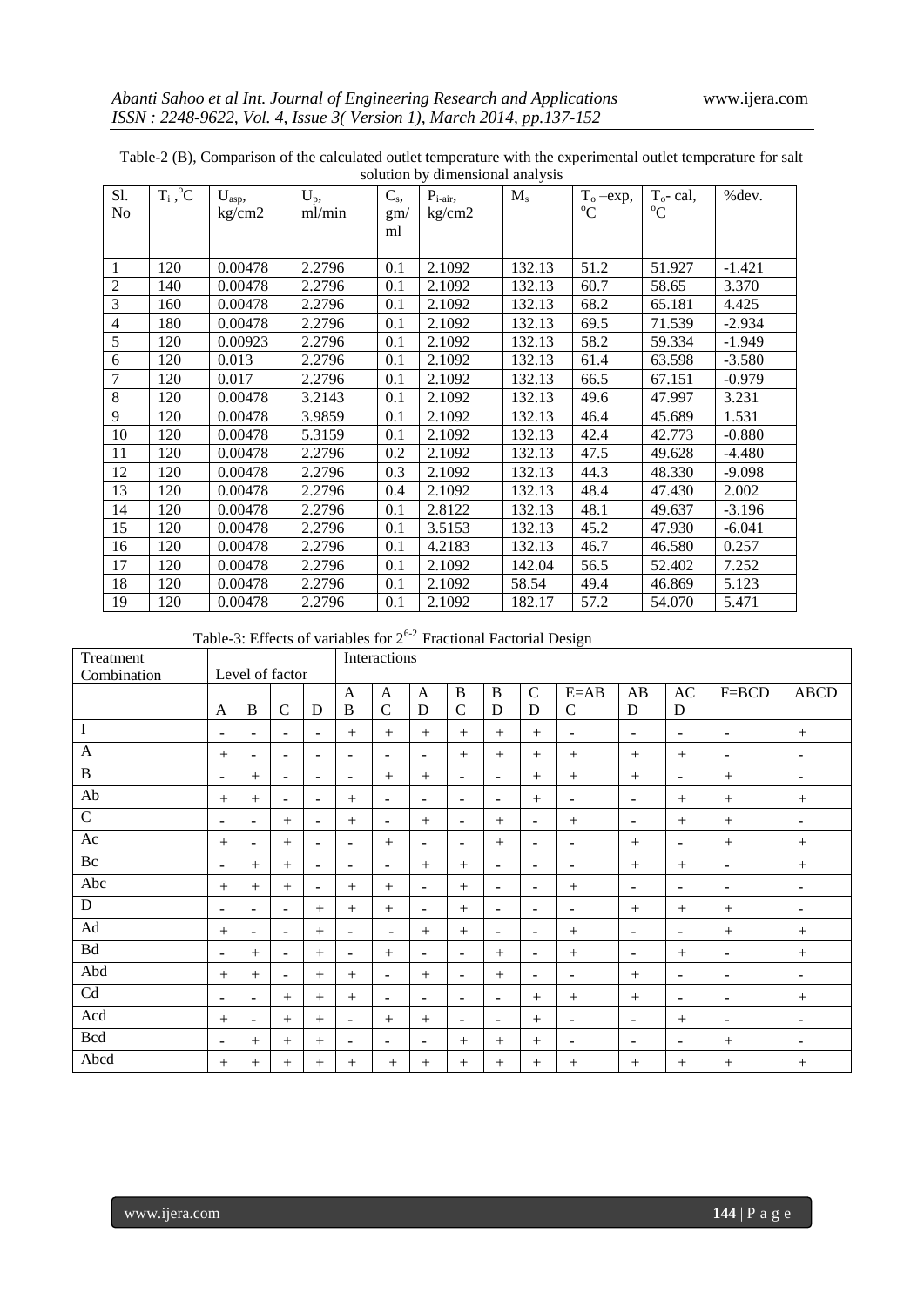Table-2 (B), Comparison of the calculated outlet temperature with the experimental outlet temperature for salt solution by dimensional analysis

| Sl. No | $T_i$ ,°C | $U_{asp}$, kg/cm2 | $U_p$, ml/min | $C_s$, gm/ml | $P_{i\text{-}air}$, kg/cm2 | $M_s$ | $T_o$ –exp, °C | $T_o$- cal, °C | %dev. |
|---|---|---|---|---|---|---|---|---|---|
| 1 | 120 | 0.00478 | 2.2796 | 0.1 | 2.1092 | 132.13 | 51.2 | 51.927 | -1.421 |
| 2 | 140 | 0.00478 | 2.2796 | 0.1 | 2.1092 | 132.13 | 60.7 | 58.65 | 3.370 |
| 3 | 160 | 0.00478 | 2.2796 | 0.1 | 2.1092 | 132.13 | 68.2 | 65.181 | 4.425 |
| 4 | 180 | 0.00478 | 2.2796 | 0.1 | 2.1092 | 132.13 | 69.5 | 71.539 | -2.934 |
| 5 | 120 | 0.00923 | 2.2796 | 0.1 | 2.1092 | 132.13 | 58.2 | 59.334 | -1.949 |
| 6 | 120 | 0.013 | 2.2796 | 0.1 | 2.1092 | 132.13 | 61.4 | 63.598 | -3.580 |
| 7 | 120 | 0.017 | 2.2796 | 0.1 | 2.1092 | 132.13 | 66.5 | 67.151 | -0.979 |
| 8 | 120 | 0.00478 | 3.2143 | 0.1 | 2.1092 | 132.13 | 49.6 | 47.997 | 3.231 |
| 9 | 120 | 0.00478 | 3.9859 | 0.1 | 2.1092 | 132.13 | 46.4 | 45.689 | 1.531 |
| 10 | 120 | 0.00478 | 5.3159 | 0.1 | 2.1092 | 132.13 | 42.4 | 42.773 | -0.880 |
| 11 | 120 | 0.00478 | 2.2796 | 0.2 | 2.1092 | 132.13 | 47.5 | 49.628 | -4.480 |
| 12 | 120 | 0.00478 | 2.2796 | 0.3 | 2.1092 | 132.13 | 44.3 | 48.330 | -9.098 |
| 13 | 120 | 0.00478 | 2.2796 | 0.4 | 2.1092 | 132.13 | 48.4 | 47.430 | 2.002 |
| 14 | 120 | 0.00478 | 2.2796 | 0.1 | 2.8122 | 132.13 | 48.1 | 49.637 | -3.196 |
| 15 | 120 | 0.00478 | 2.2796 | 0.1 | 3.5153 | 132.13 | 45.2 | 47.930 | -6.041 |
| 16 | 120 | 0.00478 | 2.2796 | 0.1 | 4.2183 | 132.13 | 46.7 | 46.580 | 0.257 |
| 17 | 120 | 0.00478 | 2.2796 | 0.1 | 2.1092 | 142.04 | 56.5 | 52.402 | 7.252 |
| 18 | 120 | 0.00478 | 2.2796 | 0.1 | 2.1092 | 58.54 | 49.4 | 46.869 | 5.123 |
| 19 | 120 | 0.00478 | 2.2796 | 0.1 | 2.1092 | 182.17 | 57.2 | 54.070 | 5.471 |

Table-3: Effects of variables for $2^{6-2}$ Fractional Factorial Design

| Treatment Combination | Level of factor | | | | Interactions | | | | | | | | | | |
|---|---|---|---|---|---|---|---|---|---|---|---|---|---|---|---|
| | A | B | C | D | AB | AC | AD | BC | BD | CD | E=ABC | ABD | ACD | F=BCD | ABCD |
| I | - | - | - | - | + | + | + | + | + | + | - | - | - | - | + |
| A | + | - | - | - | - | - | - | + | + | + | + | + | + | - | - |
| B | - | + | - | - | - | + | + | - | - | + | + | + | - | + | - |
| Ab | + | + | - | - | + | - | - | - | - | + | - | - | + | + | + |
| C | - | - | + | - | + | - | + | - | + | - | + | - | + | + | - |
| Ac | + | - | + | - | - | + | - | - | + | - | - | + | - | + | + |
| Bc | - | + | + | - | - | - | + | + | - | - | - | + | + | - | + |
| Abc | + | + | + | - | + | + | - | + | - | - | + | - | - | - | - |
| D | - | - | - | + | + | + | - | + | - | - | - | + | + | + | - |
| Ad | + | - | - | + | - | - | + | + | - | - | + | - | - | + | + |
| Bd | - | + | - | + | - | + | - | - | + | - | + | - | + | - | + |
| Abd | + | + | - | + | + | - | + | - | + | - | - | + | - | - | - |
| Cd | - | - | + | + | + | - | - | - | - | + | + | + | - | - | + |
| Acd | + | - | + | + | - | + | + | - | - | + | - | - | + | - | - |
| Bcd | - | + | + | + | - | - | - | + | + | + | - | - | - | + | - |
| Abcd | + | + | + | + | + | + | + | + | + | + | + | + | + | + | + |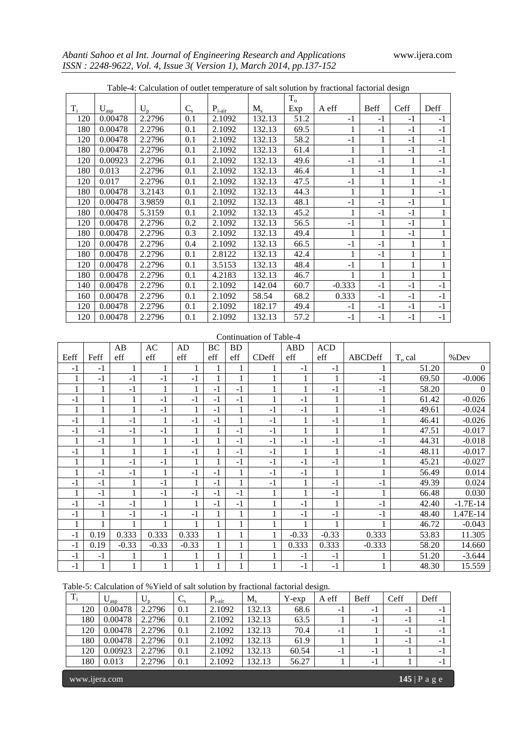Table-4: Calculation of outlet temperature of salt solution by fractional factorial design

| $T_i$ | $U_{asp}$ | $U_p$ | $C_s$ | $P_{i\text{-}air}$ | $M_s$ | $T_o$ Exp | A eff | Beff | Ceff | Deff |
|---|---|---|---|---|---|---|---|---|---|---|
| 120 | 0.00478 | 2.2796 | 0.1 | 2.1092 | 132.13 | 51.2 | -1 | -1 | -1 | -1 |
| 180 | 0.00478 | 2.2796 | 0.1 | 2.1092 | 132.13 | 69.5 | 1 | -1 | -1 | -1 |
| 120 | 0.00478 | 2.2796 | 0.1 | 2.1092 | 132.13 | 58.2 | -1 | 1 | -1 | -1 |
| 180 | 0.00478 | 2.2796 | 0.1 | 2.1092 | 132.13 | 61.4 | 1 | 1 | -1 | -1 |
| 120 | 0.00923 | 2.2796 | 0.1 | 2.1092 | 132.13 | 49.6 | -1 | -1 | 1 | -1 |
| 180 | 0.013 | 2.2796 | 0.1 | 2.1092 | 132.13 | 46.4 | 1 | -1 | 1 | -1 |
| 120 | 0.017 | 2.2796 | 0.1 | 2.1092 | 132.13 | 47.5 | -1 | 1 | 1 | -1 |
| 180 | 0.00478 | 3.2143 | 0.1 | 2.1092 | 132.13 | 44.3 | 1 | 1 | 1 | -1 |
| 120 | 0.00478 | 3.9859 | 0.1 | 2.1092 | 132.13 | 48.1 | -1 | -1 | -1 | 1 |
| 180 | 0.00478 | 5.3159 | 0.1 | 2.1092 | 132.13 | 45.2 | 1 | -1 | -1 | 1 |
| 120 | 0.00478 | 2.2796 | 0.2 | 2.1092 | 132.13 | 56.5 | -1 | 1 | -1 | 1 |
| 180 | 0.00478 | 2.2796 | 0.3 | 2.1092 | 132.13 | 49.4 | 1 | 1 | -1 | 1 |
| 120 | 0.00478 | 2.2796 | 0.4 | 2.1092 | 132.13 | 66.5 | -1 | -1 | 1 | 1 |
| 180 | 0.00478 | 2.2796 | 0.1 | 2.8122 | 132.13 | 42.4 | 1 | -1 | 1 | 1 |
| 120 | 0.00478 | 2.2796 | 0.1 | 3.5153 | 132.13 | 48.4 | -1 | 1 | 1 | 1 |
| 180 | 0.00478 | 2.2796 | 0.1 | 4.2183 | 132.13 | 46.7 | 1 | 1 | 1 | 1 |
| 140 | 0.00478 | 2.2796 | 0.1 | 2.1092 | 142.04 | 60.7 | -0.333 | -1 | -1 | -1 |
| 160 | 0.00478 | 2.2796 | 0.1 | 2.1092 | 58.54 | 68.2 | 0.333 | -1 | -1 | -1 |
| 120 | 0.00478 | 2.2796 | 0.1 | 2.1092 | 182.17 | 49.4 | -1 | -1 | -1 | -1 |
| 120 | 0.00478 | 2.2796 | 0.1 | 2.1092 | 132.13 | 57.2 | -1 | -1 | -1 | -1 |

Continuation of Table-4

| Eeff | Feff | AB eff | AC eff | AD eff | BC eff | BD eff | CDeff | ABD eff | ACD eff | ABCDeff | $T_o$ cal | %Dev |
|---|---|---|---|---|---|---|---|---|---|---|---|---|
| -1 | -1 | 1 | 1 | 1 | 1 | 1 | 1 | -1 | -1 | 1 | 51.20 | 0 |
| 1 | -1 | -1 | -1 | -1 | 1 | 1 | 1 | 1 | 1 | -1 | 69.50 | -0.006 |
| 1 | 1 | -1 | 1 | 1 | -1 | -1 | 1 | 1 | -1 | -1 | 58.20 | 0 |
| -1 | 1 | 1 | -1 | -1 | -1 | -1 | 1 | -1 | 1 | 1 | 61.42 | -0.026 |
| 1 | 1 | 1 | -1 | 1 | -1 | 1 | -1 | -1 | 1 | -1 | 49.61 | -0.024 |
| -1 | 1 | -1 | 1 | -1 | -1 | 1 | -1 | 1 | -1 | 1 | 46.41 | -0.026 |
| -1 | -1 | -1 | -1 | 1 | 1 | -1 | -1 | 1 | 1 | 1 | 47.51 | -0.017 |
| 1 | -1 | 1 | 1 | -1 | 1 | -1 | -1 | -1 | -1 | -1 | 44.31 | -0.018 |
| -1 | 1 | 1 | 1 | -1 | 1 | -1 | -1 | 1 | 1 | -1 | 48.11 | -0.017 |
| 1 | 1 | -1 | -1 | 1 | 1 | -1 | -1 | -1 | -1 | 1 | 45.21 | -0.027 |
| 1 | -1 | -1 | 1 | -1 | -1 | 1 | -1 | -1 | 1 | 1 | 56.49 | 0.014 |
| -1 | -1 | 1 | -1 | 1 | -1 | 1 | -1 | 1 | -1 | -1 | 49.39 | 0.024 |
| 1 | -1 | 1 | -1 | -1 | -1 | -1 | 1 | 1 | -1 | 1 | 66.48 | 0.030 |
| -1 | -1 | -1 | 1 | 1 | -1 | -1 | 1 | -1 | 1 | -1 | 42.40 | -1.7E-14 |
| -1 | 1 | -1 | -1 | -1 | 1 | 1 | 1 | -1 | -1 | -1 | 48.40 | 1.47E-14 |
| 1 | 1 | 1 | 1 | 1 | 1 | 1 | 1 | 1 | 1 | 1 | 46.72 | -0.043 |
| -1 | 0.19 | 0.333 | 0.333 | 0.333 | 1 | 1 | 1 | -0.33 | -0.33 | 0.333 | 53.83 | 11.305 |
| -1 | 0.19 | -0.33 | -0.33 | -0.33 | 1 | 1 | 1 | 0.333 | 0.333 | -0.333 | 58.20 | 14.660 |
| -1 | -1 | 1 | 1 | 1 | 1 | 1 | 1 | -1 | -1 | 1 | 51.20 | -3.644 |
| -1 | 1 | 1 | 1 | 1 | 1 | 1 | 1 | -1 | -1 | 1 | 48.30 | 15.559 |

Table-5: Calculation of %Yield of salt solution by fractional factorial design.

| $T_i$ | $U_{asp}$ | $U_p$ | $C_s$ | $P_{i\text{-}air}$ | $M_s$ | Y-exp | A eff | Beff | Ceff | Deff |
|---|---|---|---|---|---|---|---|---|---|---|
| 120 | 0.00478 | 2.2796 | 0.1 | 2.1092 | 132.13 | 68.6 | -1 | -1 | -1 | -1 |
| 180 | 0.00478 | 2.2796 | 0.1 | 2.1092 | 132.13 | 63.5 | 1 | -1 | -1 | -1 |
| 120 | 0.00478 | 2.2796 | 0.1 | 2.1092 | 132.13 | 70.4 | -1 | 1 | -1 | -1 |
| 180 | 0.00478 | 2.2796 | 0.1 | 2.1092 | 132.13 | 61.9 | 1 | 1 | -1 | -1 |
| 120 | 0.00923 | 2.2796 | 0.1 | 2.1092 | 132.13 | 60.54 | -1 | -1 | 1 | -1 |
| 180 | 0.013 | 2.2796 | 0.1 | 2.1092 | 132.13 | 56.27 | 1 | -1 | 1 | -1 |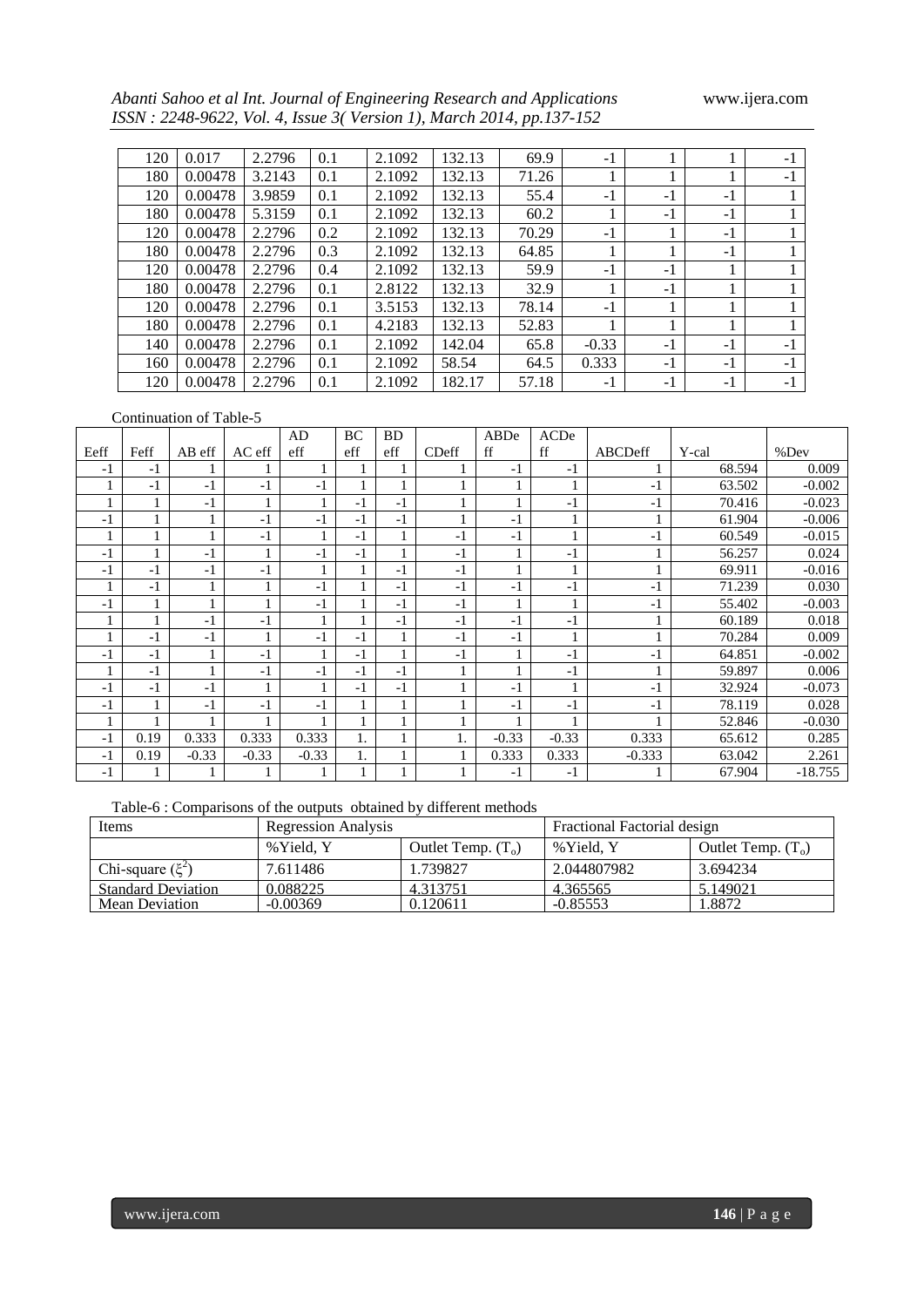| | | | | | | | | | | |
|---|---|---|---|---|---|---|---|---|---|---|
| 120 | 0.017 | 2.2796 | 0.1 | 2.1092 | 132.13 | 69.9 | -1 | 1 | 1 | -1 |
| 180 | 0.00478 | 3.2143 | 0.1 | 2.1092 | 132.13 | 71.26 | 1 | 1 | 1 | -1 |
| 120 | 0.00478 | 3.9859 | 0.1 | 2.1092 | 132.13 | 55.4 | -1 | -1 | -1 | 1 |
| 180 | 0.00478 | 5.3159 | 0.1 | 2.1092 | 132.13 | 60.2 | 1 | -1 | -1 | 1 |
| 120 | 0.00478 | 2.2796 | 0.2 | 2.1092 | 132.13 | 70.29 | -1 | 1 | -1 | 1 |
| 180 | 0.00478 | 2.2796 | 0.3 | 2.1092 | 132.13 | 64.85 | 1 | 1 | -1 | 1 |
| 120 | 0.00478 | 2.2796 | 0.4 | 2.1092 | 132.13 | 59.9 | -1 | -1 | 1 | 1 |
| 180 | 0.00478 | 2.2796 | 0.1 | 2.8122 | 132.13 | 32.9 | 1 | -1 | 1 | 1 |
| 120 | 0.00478 | 2.2796 | 0.1 | 3.5153 | 132.13 | 78.14 | -1 | 1 | 1 | 1 |
| 180 | 0.00478 | 2.2796 | 0.1 | 4.2183 | 132.13 | 52.83 | 1 | 1 | 1 | 1 |
| 140 | 0.00478 | 2.2796 | 0.1 | 2.1092 | 142.04 | 65.8 | -0.33 | -1 | -1 | -1 |
| 160 | 0.00478 | 2.2796 | 0.1 | 2.1092 | 58.54 | 64.5 | 0.333 | -1 | -1 | -1 |
| 120 | 0.00478 | 2.2796 | 0.1 | 2.1092 | 182.17 | 57.18 | -1 | -1 | -1 | -1 |

Continuation of Table-5

| Eeff | Feff | AB eff | AC eff | AD eff | BC eff | BD eff | CDeff | ABDeff | ACDeff | ABCDeff | Y-cal | %Dev |
|---|---|---|---|---|---|---|---|---|---|---|---|---|
| -1 | -1 | 1 | 1 | 1 | 1 | 1 | 1 | -1 | -1 | 1 | 68.594 | 0.009 |
| 1 | -1 | -1 | -1 | -1 | 1 | 1 | 1 | 1 | 1 | -1 | 63.502 | -0.002 |
| 1 | 1 | -1 | 1 | 1 | -1 | -1 | 1 | 1 | -1 | -1 | 70.416 | -0.023 |
| -1 | 1 | 1 | -1 | -1 | -1 | -1 | 1 | -1 | 1 | 1 | 61.904 | -0.006 |
| 1 | 1 | 1 | -1 | 1 | -1 | 1 | -1 | -1 | 1 | -1 | 60.549 | -0.015 |
| -1 | 1 | -1 | 1 | -1 | -1 | 1 | -1 | 1 | -1 | 1 | 56.257 | 0.024 |
| -1 | -1 | -1 | -1 | 1 | 1 | -1 | -1 | 1 | 1 | 1 | 69.911 | -0.016 |
| 1 | -1 | 1 | 1 | -1 | 1 | -1 | -1 | -1 | -1 | -1 | 71.239 | 0.030 |
| -1 | 1 | 1 | 1 | -1 | 1 | -1 | -1 | 1 | 1 | -1 | 55.402 | -0.003 |
| 1 | 1 | -1 | -1 | 1 | 1 | -1 | -1 | -1 | -1 | 1 | 60.189 | 0.018 |
| 1 | -1 | -1 | 1 | -1 | -1 | 1 | -1 | -1 | 1 | 1 | 70.284 | 0.009 |
| -1 | -1 | 1 | -1 | 1 | -1 | 1 | -1 | 1 | -1 | -1 | 64.851 | -0.002 |
| 1 | -1 | 1 | -1 | -1 | -1 | -1 | 1 | 1 | -1 | 1 | 59.897 | 0.006 |
| -1 | -1 | -1 | 1 | 1 | -1 | -1 | 1 | -1 | 1 | -1 | 32.924 | -0.073 |
| -1 | 1 | -1 | -1 | -1 | 1 | 1 | 1 | -1 | -1 | -1 | 78.119 | 0.028 |
| 1 | 1 | 1 | 1 | 1 | 1 | 1 | 1 | 1 | 1 | 1 | 52.846 | -0.030 |
| -1 | 0.19 | 0.333 | 0.333 | 0.333 | 1. | 1 | 1. | -0.33 | -0.33 | 0.333 | 65.612 | 0.285 |
| -1 | 0.19 | -0.33 | -0.33 | -0.33 | 1. | 1 | 1 | 0.333 | 0.333 | -0.333 | 63.042 | 2.261 |
| -1 | 1 | 1 | 1 | 1 | 1 | 1 | 1 | -1 | -1 | 1 | 67.904 | -18.755 |

Table-6 : Comparisons of the outputs obtained by different methods

| Items | Regression Analysis | | Fractional Factorial design | |
|---|---|---|---|---|
| | %Yield, Y | Outlet Temp. ($T_o$) | %Yield, Y | Outlet Temp. ($T_o$) |
| Chi-square ($\xi^2$) | 7.611486 | 1.739827 | 2.044807982 | 3.694234 |
| Standard Deviation | 0.088225 | 4.313751 | 4.365565 | 5.149021 |
| Mean Deviation | -0.00369 | 0.120611 | -0.85553 | 1.8872 |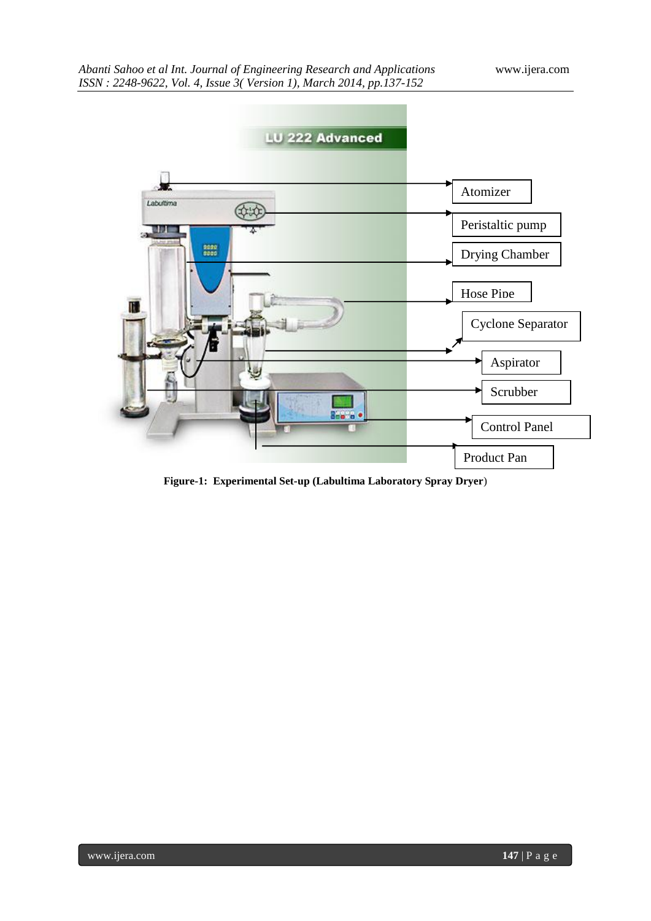Atomizer

Peristaltic pump

Drying Chamber

Hose Pipe

Cyclone Separator

Aspirator

Scrubber

Control Panel

Product Pan

**Figure-1: Experimental Set-up (Labultima Laboratory Spray Dryer**)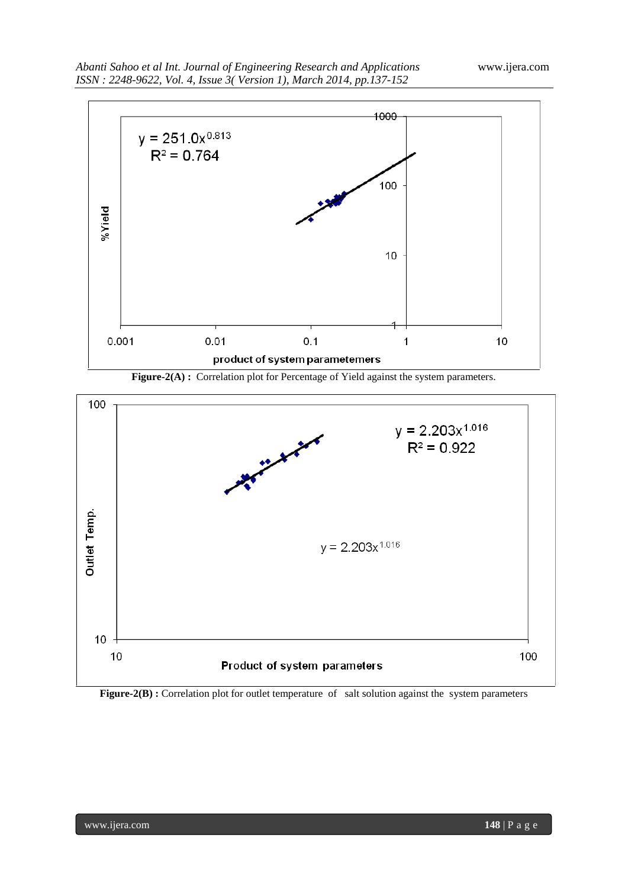Figure-2(A) : Correlation plot for Percentage of Yield against the system parameters.

Figure-2(B) : Correlation plot for outlet temperature of salt solution against the system parameters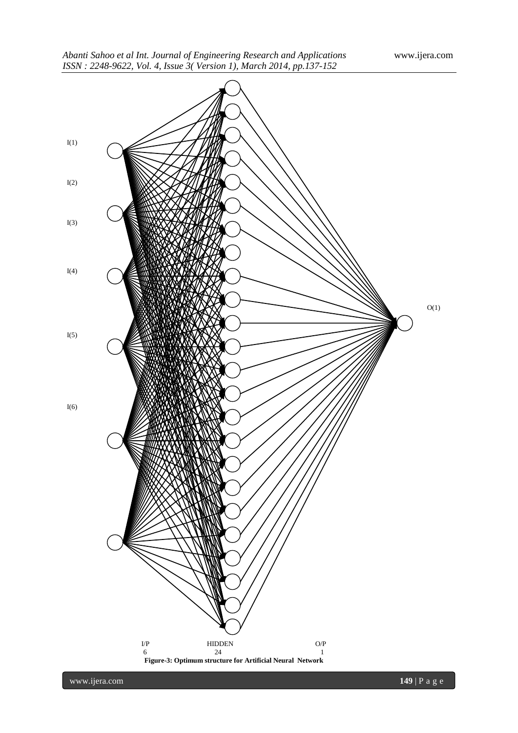I(1)

I(2)

I(3)

I(4)

I(5)

I(6)

O(1)

I/P 6 HIDDEN 24 O/P 1

**Figure-3: Optimum structure for Artificial Neural Network**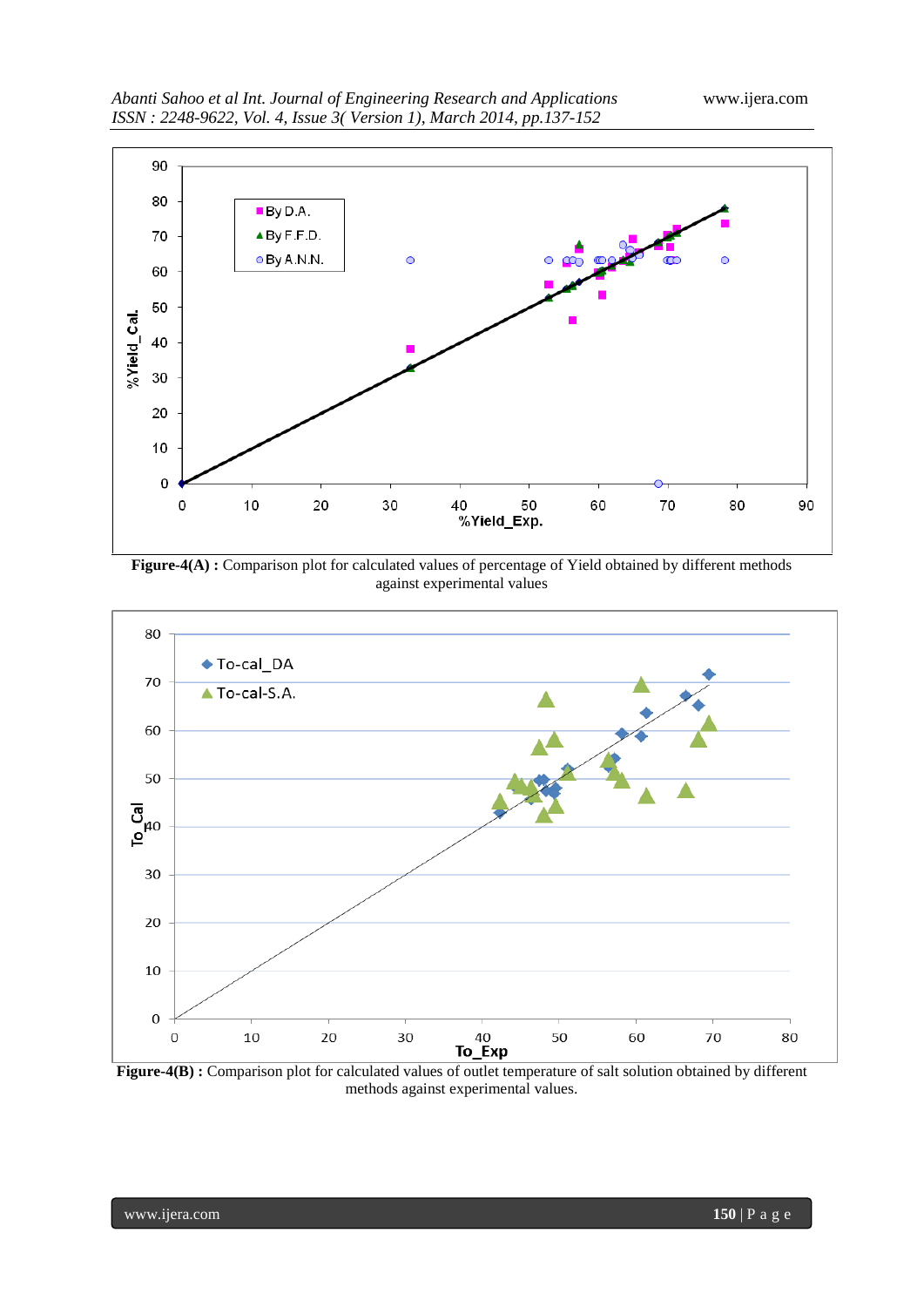**Figure-4(A) :** Comparison plot for calculated values of percentage of Yield obtained by different methods against experimental values

**Figure-4(B) :** Comparison plot for calculated values of outlet temperature of salt solution obtained by different methods against experimental values.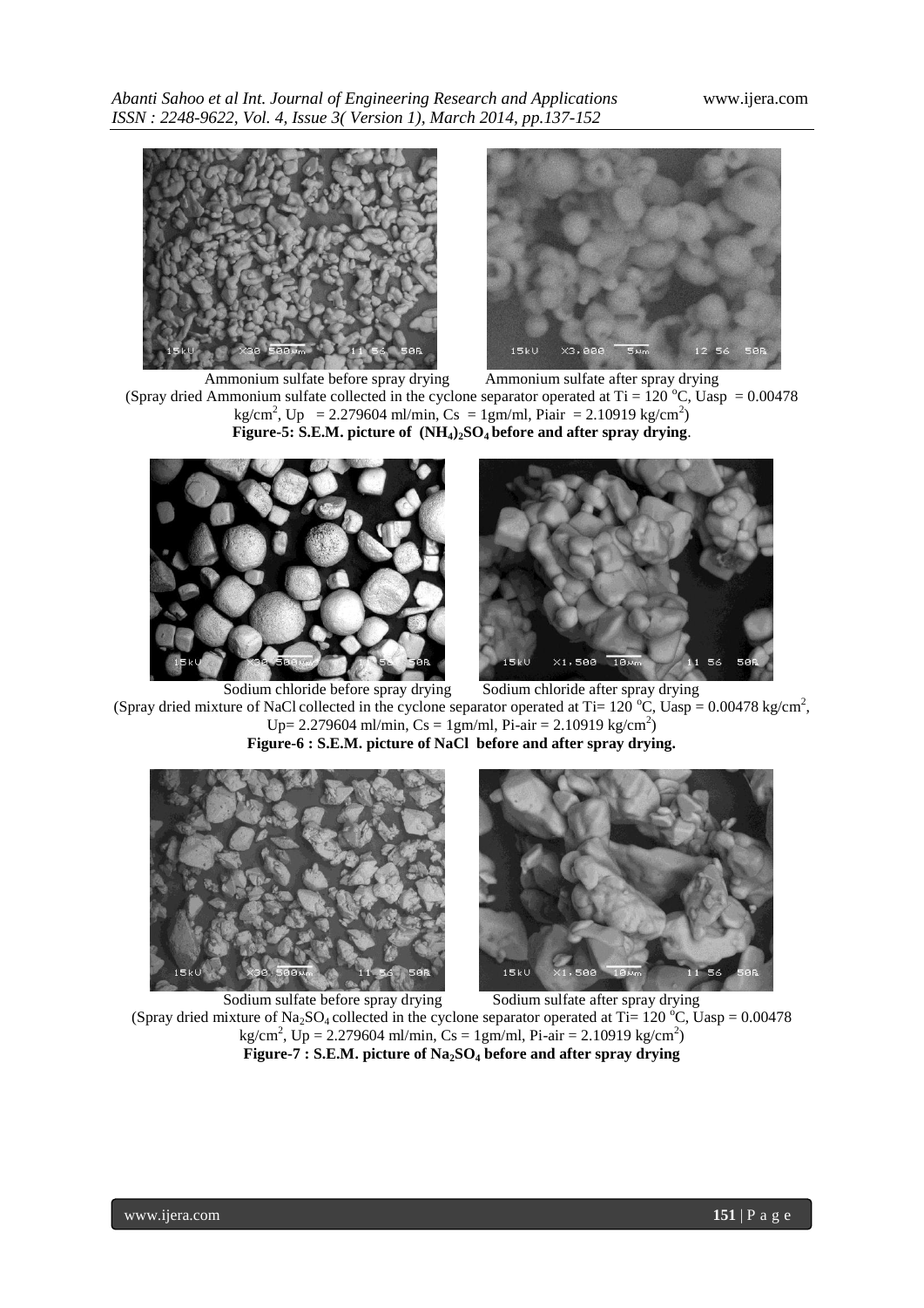Ammonium sulfate before spray drying     Ammonium sulfate after spray drying

(Spray dried Ammonium sulfate collected in the cyclone separator operated at Ti = 120 $^{o}$C, Uasp = 0.00478 kg/cm$^{2}$, Up = 2.279604 ml/min, Cs = 1gm/ml, Piair = 2.10919 kg/cm$^{2}$)

**Figure-5: S.E.M. picture of $(NH_4)_2SO_4$ before and after spray drying**.

Sodium chloride before spray drying     Sodium chloride after spray drying

(Spray dried mixture of NaCl collected in the cyclone separator operated at Ti= 120 $^{o}$C, Uasp = 0.00478 kg/cm$^{2}$, Up= 2.279604 ml/min, Cs = 1gm/ml, Pi-air = 2.10919 kg/cm$^{2}$)

**Figure-6 : S.E.M. picture of NaCl before and after spray drying.**

Sodium sulfate before spray drying     Sodium sulfate after spray drying

(Spray dried mixture of $Na_2SO_4$ collected in the cyclone separator operated at Ti= 120 $^{o}$C, Uasp = 0.00478 kg/cm$^{2}$, Up = 2.279604 ml/min, Cs = 1gm/ml, Pi-air = 2.10919 kg/cm$^{2}$)

**Figure-7 : S.E.M. picture of $Na_2SO_4$ before and after spray drying**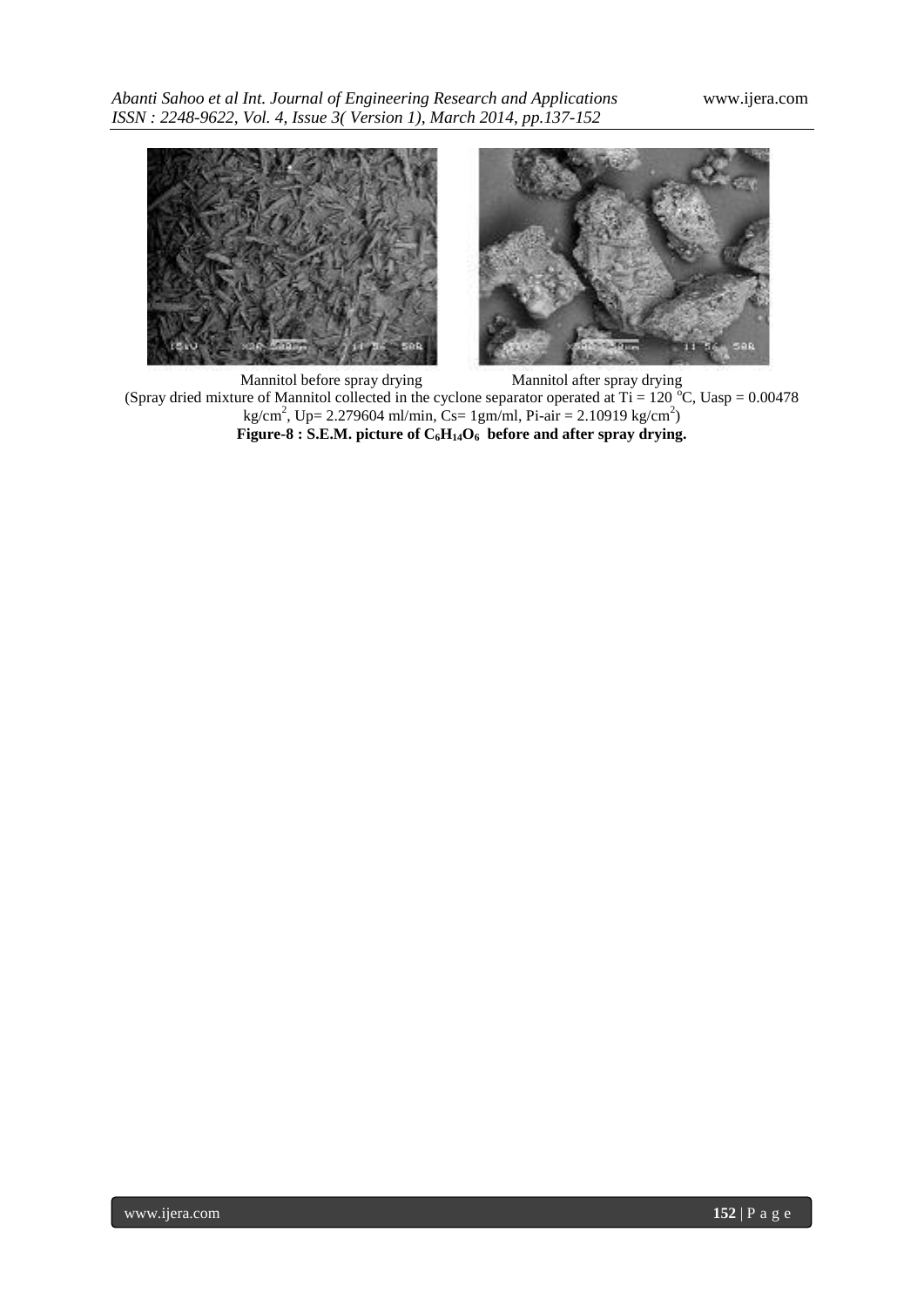Mannitol before spray drying

Mannitol after spray drying

(Spray dried mixture of Mannitol collected in the cyclone separator operated at Ti = 120 $^{o}$C, Uasp = 0.00478 kg/cm$^{2}$, Up= 2.279604 ml/min, Cs= 1gm/ml, Pi-air = 2.10919 kg/cm$^{2}$)

**Figure-8 : S.E.M. picture of $C_6H_{14}O_6$ before and after spray drying.**